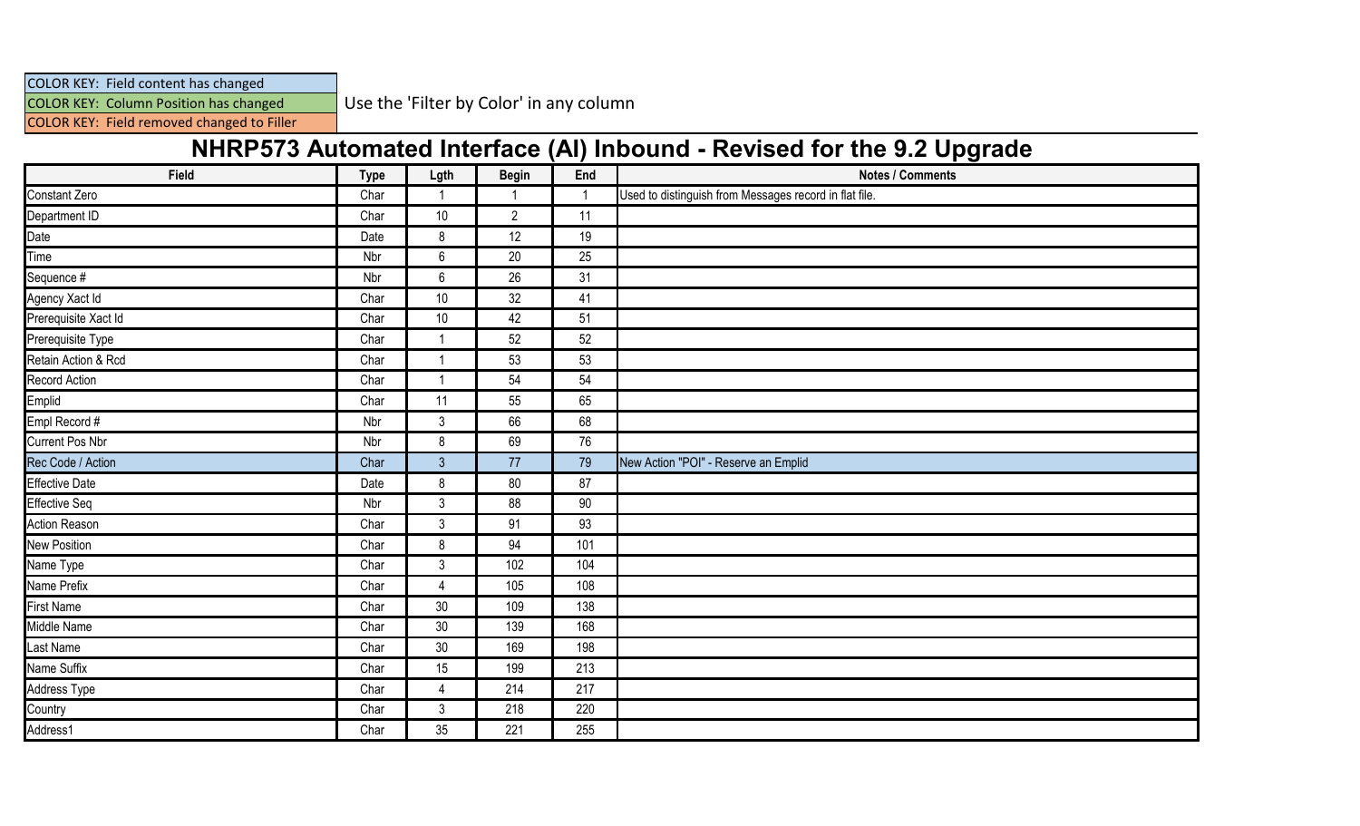COLOR KEY: Field content has changed

COLOR KEY: Column Position has changed

COLOR KEY: Field removed changed to Filler

Use the 'Filter by Color' in any column

# NHRP573 Automated Interface (AI) Inbound - Revised for the 9.2 Upgrade

| Field | Type | Lgth | Begin | End | Notes / Comments |
|---|---|---|---|---|---|
| Constant Zero | Char | 1 | 1 | 1 | Used to distinguish from Messages record in flat file. |
| Department ID | Char | 10 | 2 | 11 | |
| Date | Date | 8 | 12 | 19 | |
| Time | Nbr | 6 | 20 | 25 | |
| Sequence # | Nbr | 6 | 26 | 31 | |
| Agency Xact Id | Char | 10 | 32 | 41 | |
| Prerequisite Xact Id | Char | 10 | 42 | 51 | |
| Prerequisite Type | Char | 1 | 52 | 52 | |
| Retain Action & Rcd | Char | 1 | 53 | 53 | |
| Record Action | Char | 1 | 54 | 54 | |
| Emplid | Char | 11 | 55 | 65 | |
| Empl Record # | Nbr | 3 | 66 | 68 | |
| Current Pos Nbr | Nbr | 8 | 69 | 76 | |
| Rec Code / Action | Char | 3 | 77 | 79 | New Action "POI" - Reserve an Emplid |
| Effective Date | Date | 8 | 80 | 87 | |
| Effective Seq | Nbr | 3 | 88 | 90 | |
| Action Reason | Char | 3 | 91 | 93 | |
| New Position | Char | 8 | 94 | 101 | |
| Name Type | Char | 3 | 102 | 104 | |
| Name Prefix | Char | 4 | 105 | 108 | |
| First Name | Char | 30 | 109 | 138 | |
| Middle Name | Char | 30 | 139 | 168 | |
| Last Name | Char | 30 | 169 | 198 | |
| Name Suffix | Char | 15 | 199 | 213 | |
| Address Type | Char | 4 | 214 | 217 | |
| Country | Char | 3 | 218 | 220 | |
| Address1 | Char | 35 | 221 | 255 | |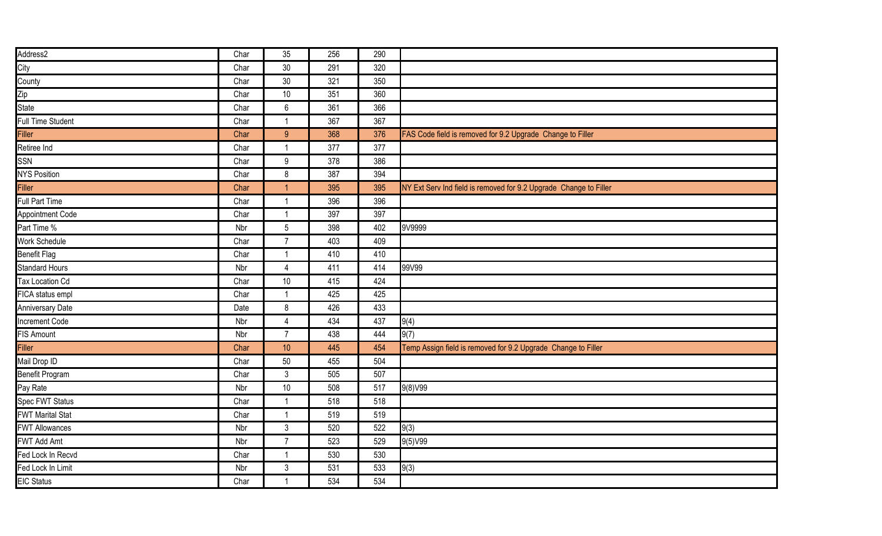| Address2 | Char | 35 | 256 | 290 | |
|---|---|---|---|---|---|
| City | Char | 30 | 291 | 320 | |
| County | Char | 30 | 321 | 350 | |
| Zip | Char | 10 | 351 | 360 | |
| State | Char | 6 | 361 | 366 | |
| Full Time Student | Char | 1 | 367 | 367 | |
| Filler | Char | 9 | 368 | 376 | FAS Code field is removed for 9.2 Upgrade Change to Filler |
| Retiree Ind | Char | 1 | 377 | 377 | |
| SSN | Char | 9 | 378 | 386 | |
| NYS Position | Char | 8 | 387 | 394 | |
| Filler | Char | 1 | 395 | 395 | NY Ext Serv Ind field is removed for 9.2 Upgrade Change to Filler |
| Full Part Time | Char | 1 | 396 | 396 | |
| Appointment Code | Char | 1 | 397 | 397 | |
| Part Time % | Nbr | 5 | 398 | 402 | 9V9999 |
| Work Schedule | Char | 7 | 403 | 409 | |
| Benefit Flag | Char | 1 | 410 | 410 | |
| Standard Hours | Nbr | 4 | 411 | 414 | 99V99 |
| Tax Location Cd | Char | 10 | 415 | 424 | |
| FICA status empl | Char | 1 | 425 | 425 | |
| Anniversary Date | Date | 8 | 426 | 433 | |
| Increment Code | Nbr | 4 | 434 | 437 | 9(4) |
| FIS Amount | Nbr | 7 | 438 | 444 | 9(7) |
| Filler | Char | 10 | 445 | 454 | Temp Assign field is removed for 9.2 Upgrade Change to Filler |
| Mail Drop ID | Char | 50 | 455 | 504 | |
| Benefit Program | Char | 3 | 505 | 507 | |
| Pay Rate | Nbr | 10 | 508 | 517 | 9(8)V99 |
| Spec FWT Status | Char | 1 | 518 | 518 | |
| FWT Marital Stat | Char | 1 | 519 | 519 | |
| FWT Allowances | Nbr | 3 | 520 | 522 | 9(3) |
| FWT Add Amt | Nbr | 7 | 523 | 529 | 9(5)V99 |
| Fed Lock In Recvd | Char | 1 | 530 | 530 | |
| Fed Lock In Limit | Nbr | 3 | 531 | 533 | 9(3) |
| EIC Status | Char | 1 | 534 | 534 | |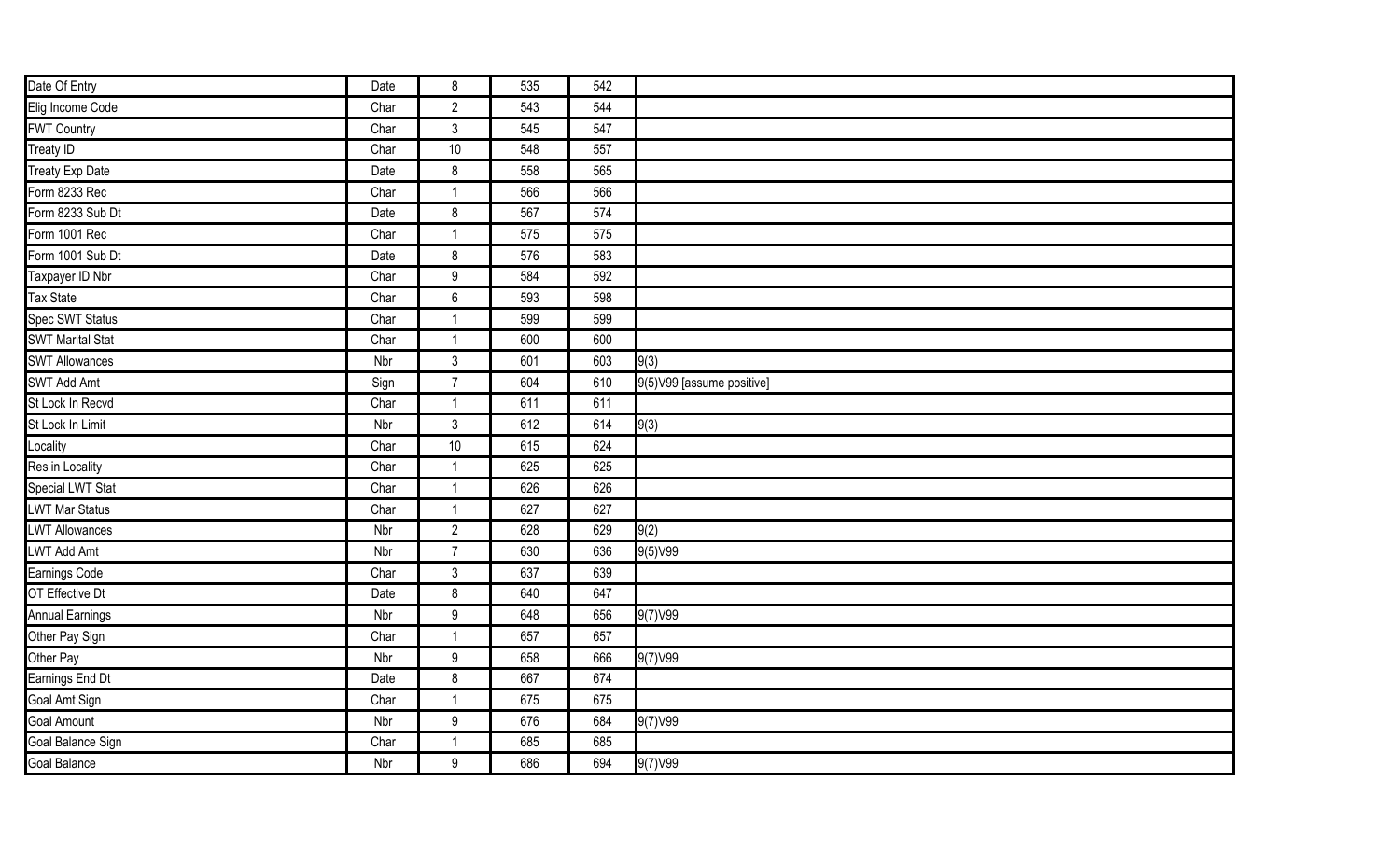| Date Of Entry | Date | 8 | 535 | 542 | |
|---|---|---|---|---|---|
| Elig Income Code | Char | 2 | 543 | 544 | |
| FWT Country | Char | 3 | 545 | 547 | |
| Treaty ID | Char | 10 | 548 | 557 | |
| Treaty Exp Date | Date | 8 | 558 | 565 | |
| Form 8233 Rec | Char | 1 | 566 | 566 | |
| Form 8233 Sub Dt | Date | 8 | 567 | 574 | |
| Form 1001 Rec | Char | 1 | 575 | 575 | |
| Form 1001 Sub Dt | Date | 8 | 576 | 583 | |
| Taxpayer ID Nbr | Char | 9 | 584 | 592 | |
| Tax State | Char | 6 | 593 | 598 | |
| Spec SWT Status | Char | 1 | 599 | 599 | |
| SWT Marital Stat | Char | 1 | 600 | 600 | |
| SWT Allowances | Nbr | 3 | 601 | 603 | 9(3) |
| SWT Add Amt | Sign | 7 | 604 | 610 | 9(5)V99 [assume positive] |
| St Lock In Recvd | Char | 1 | 611 | 611 | |
| St Lock In Limit | Nbr | 3 | 612 | 614 | 9(3) |
| Locality | Char | 10 | 615 | 624 | |
| Res in Locality | Char | 1 | 625 | 625 | |
| Special LWT Stat | Char | 1 | 626 | 626 | |
| LWT Mar Status | Char | 1 | 627 | 627 | |
| LWT Allowances | Nbr | 2 | 628 | 629 | 9(2) |
| LWT Add Amt | Nbr | 7 | 630 | 636 | 9(5)V99 |
| Earnings Code | Char | 3 | 637 | 639 | |
| OT Effective Dt | Date | 8 | 640 | 647 | |
| Annual Earnings | Nbr | 9 | 648 | 656 | 9(7)V99 |
| Other Pay Sign | Char | 1 | 657 | 657 | |
| Other Pay | Nbr | 9 | 658 | 666 | 9(7)V99 |
| Earnings End Dt | Date | 8 | 667 | 674 | |
| Goal Amt Sign | Char | 1 | 675 | 675 | |
| Goal Amount | Nbr | 9 | 676 | 684 | 9(7)V99 |
| Goal Balance Sign | Char | 1 | 685 | 685 | |
| Goal Balance | Nbr | 9 | 686 | 694 | 9(7)V99 |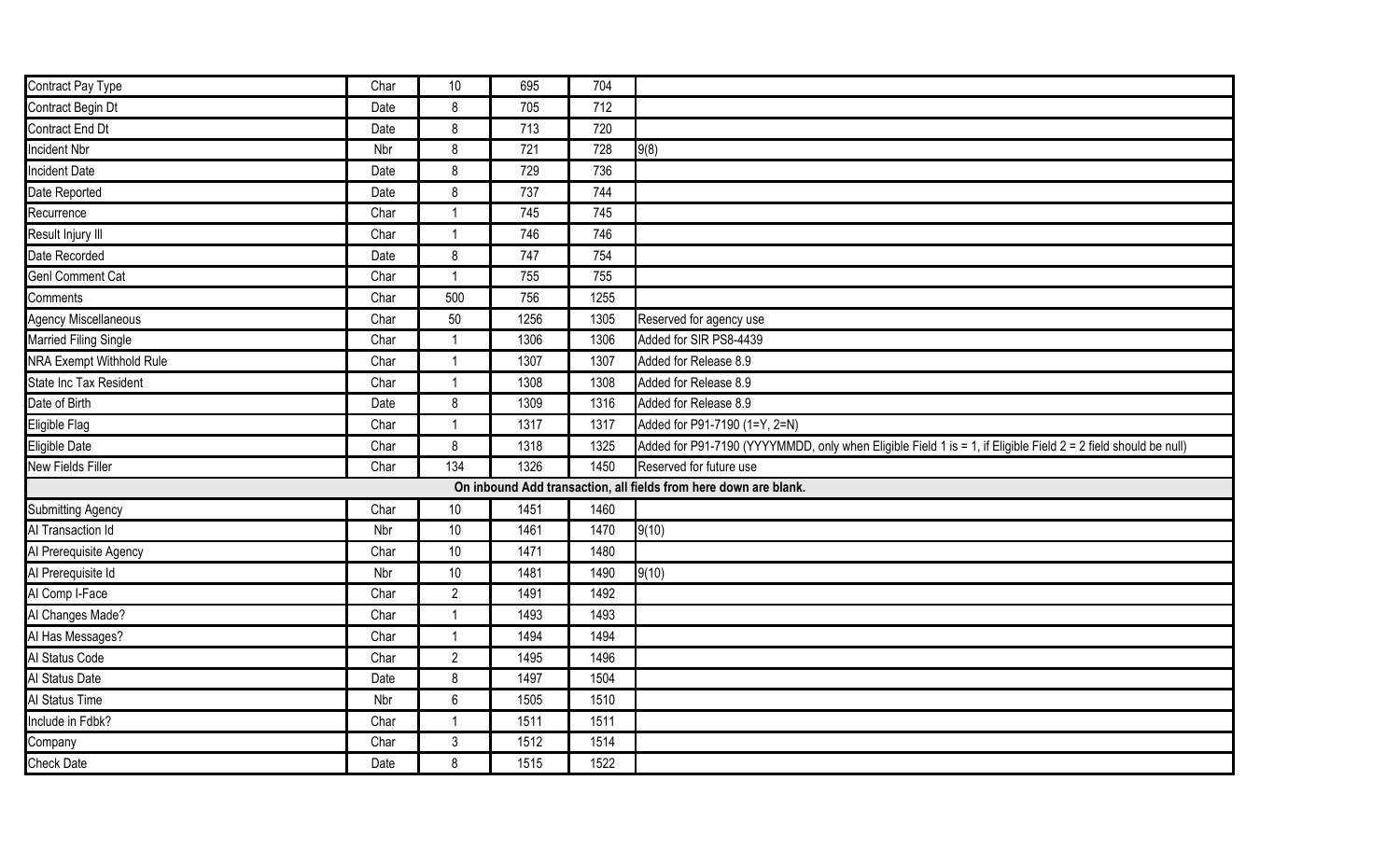| Contract Pay Type | Char | 10 | 695 | 704 | |
|---|---|---|---|---|---|
| Contract Begin Dt | Date | 8 | 705 | 712 | |
| Contract End Dt | Date | 8 | 713 | 720 | |
| Incident Nbr | Nbr | 8 | 721 | 728 | 9(8) |
| Incident Date | Date | 8 | 729 | 736 | |
| Date Reported | Date | 8 | 737 | 744 | |
| Recurrence | Char | 1 | 745 | 745 | |
| Result Injury Ill | Char | 1 | 746 | 746 | |
| Date Recorded | Date | 8 | 747 | 754 | |
| Genl Comment Cat | Char | 1 | 755 | 755 | |
| Comments | Char | 500 | 756 | 1255 | |
| Agency Miscellaneous | Char | 50 | 1256 | 1305 | Reserved for agency use |
| Married Filing Single | Char | 1 | 1306 | 1306 | Added for SIR PS8-4439 |
| NRA Exempt Withhold Rule | Char | 1 | 1307 | 1307 | Added for Release 8.9 |
| State Inc Tax Resident | Char | 1 | 1308 | 1308 | Added for Release 8.9 |
| Date of Birth | Date | 8 | 1309 | 1316 | Added for Release 8.9 |
| Eligible Flag | Char | 1 | 1317 | 1317 | Added for P91-7190 (1=Y, 2=N) |
| Eligible Date | Char | 8 | 1318 | 1325 | Added for P91-7190 (YYYYMMDD, only when Eligible Field 1 is = 1, if Eligible Field 2 = 2 field should be null) |
| New Fields Filler | Char | 134 | 1326 | 1450 | Reserved for future use |
| **On inbound Add transaction, all fields from here down are blank.** | | | | | |
| Submitting Agency | Char | 10 | 1451 | 1460 | |
| AI Transaction Id | Nbr | 10 | 1461 | 1470 | 9(10) |
| AI Prerequisite Agency | Char | 10 | 1471 | 1480 | |
| AI Prerequisite Id | Nbr | 10 | 1481 | 1490 | 9(10) |
| AI Comp I-Face | Char | 2 | 1491 | 1492 | |
| AI Changes Made? | Char | 1 | 1493 | 1493 | |
| AI Has Messages? | Char | 1 | 1494 | 1494 | |
| AI Status Code | Char | 2 | 1495 | 1496 | |
| AI Status Date | Date | 8 | 1497 | 1504 | |
| AI Status Time | Nbr | 6 | 1505 | 1510 | |
| Include in Fdbk? | Char | 1 | 1511 | 1511 | |
| Company | Char | 3 | 1512 | 1514 | |
| Check Date | Date | 8 | 1515 | 1522 | |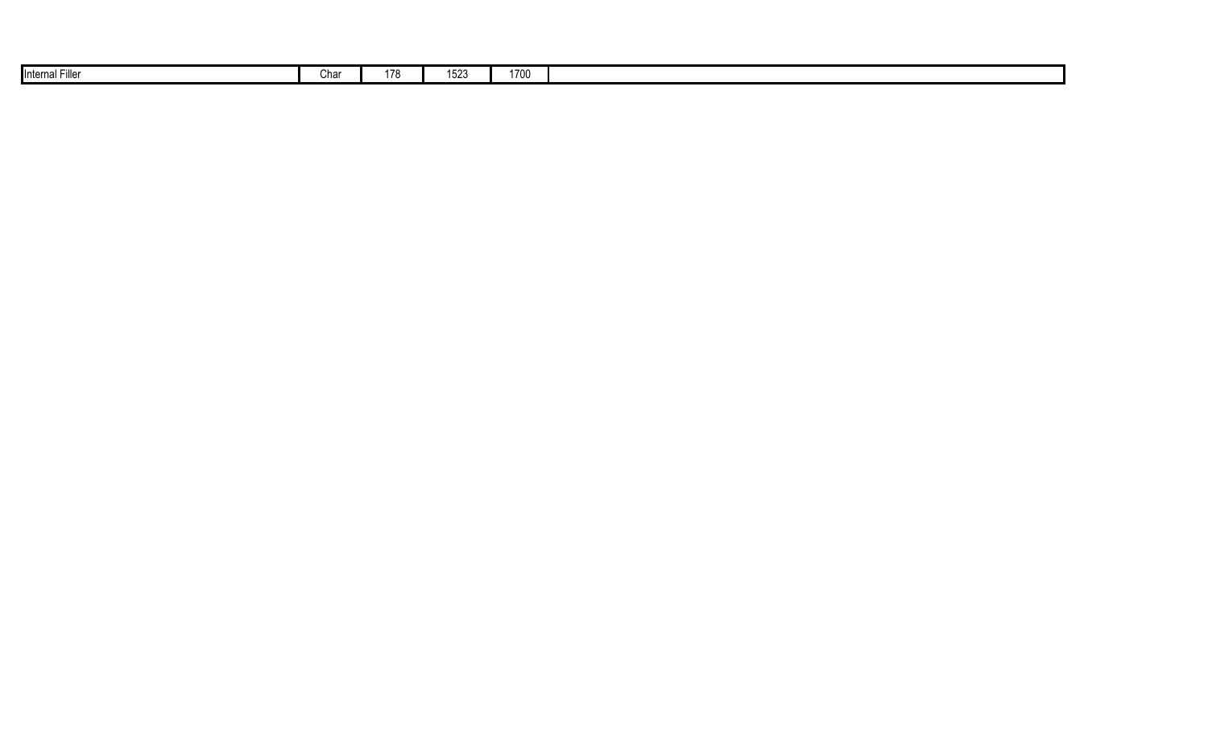| | | | | | |
|---|---|---|---|---|---|
| Internal Filler | Char | 178 | 1523 | 1700 | |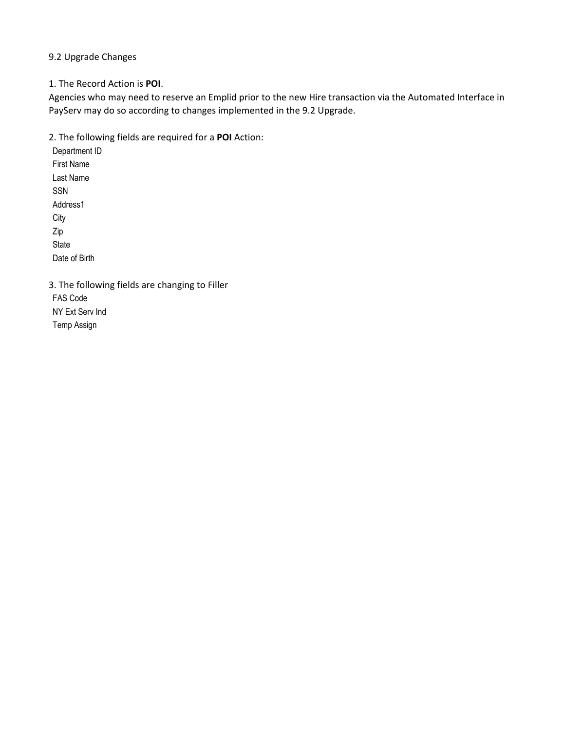9.2 Upgrade Changes

1. The Record Action is **POI**.

Agencies who may need to reserve an Emplid prior to the new Hire transaction via the Automated Interface in PaySery may do so according to changes implemented in the 9.2 Upgrade.

2. The following fields are required for a **POI** Action:

Department ID
First Name
Last Name
SSN
Address1
City
Zip
State
Date of Birth

3. The following fields are changing to Filler

FAS Code
NY Ext Serv Ind
Temp Assign